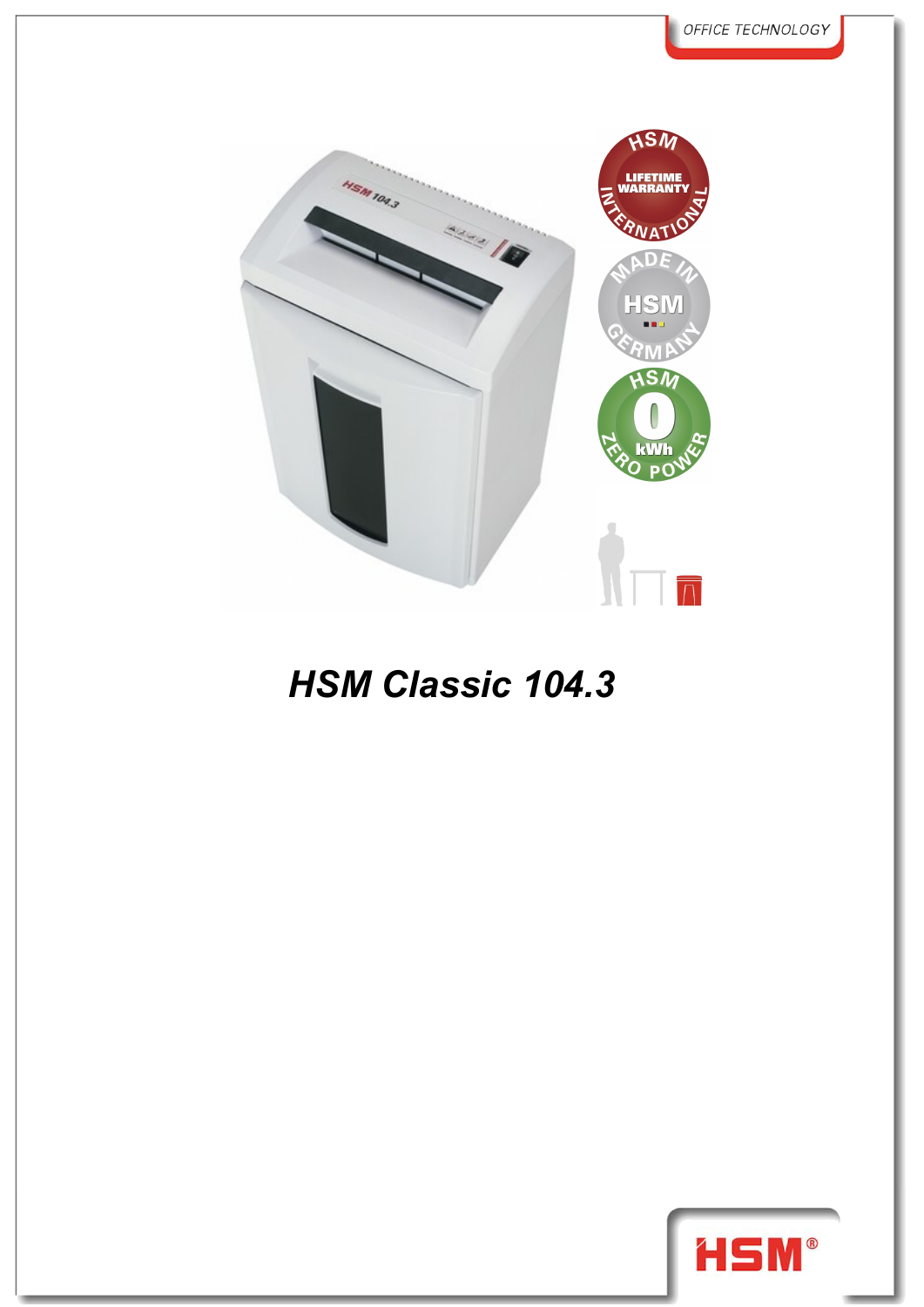# HSM Classic 104.3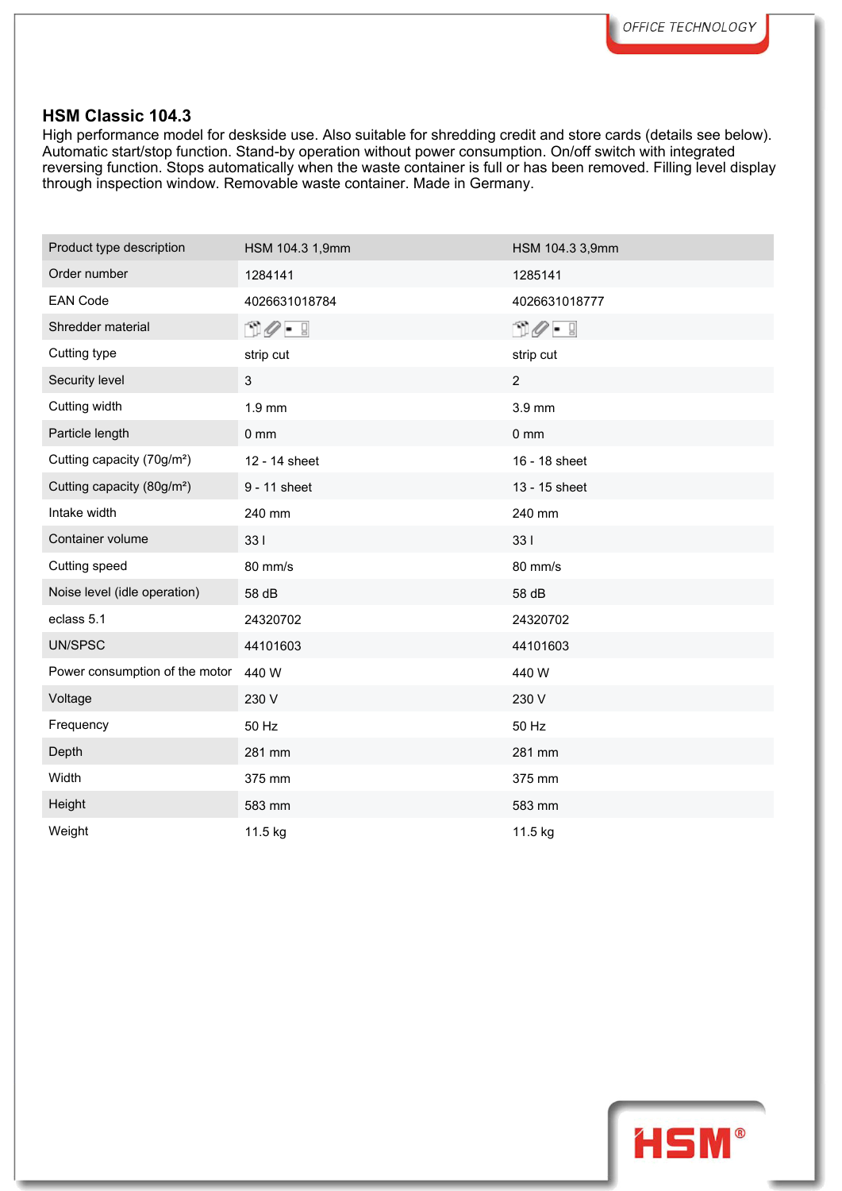## HSM Classic 104.3

High performance model for deskside use. Also suitable for shredding credit and store cards (details see below). Automatic start/stop function. Stand-by operation without power consumption. On/off switch with integrated reversing function. Stops automatically when the waste container is full or has been removed. Filling level display through inspection window. Removable waste container. Made in Germany.

| Product type description | HSM 104.3 1,9mm | HSM 104.3 3,9mm |
|---|---|---|
| Order number | 1284141 | 1285141 |
| EAN Code | 4026631018784 | 4026631018777 |
| Shredder material | | |
| Cutting type | strip cut | strip cut |
| Security level | 3 | 2 |
| Cutting width | 1.9 mm | 3.9 mm |
| Particle length | 0 mm | 0 mm |
| Cutting capacity (70g/m²) | 12 - 14 sheet | 16 - 18 sheet |
| Cutting capacity (80g/m²) | 9 - 11 sheet | 13 - 15 sheet |
| Intake width | 240 mm | 240 mm |
| Container volume | 33 l | 33 l |
| Cutting speed | 80 mm/s | 80 mm/s |
| Noise level (idle operation) | 58 dB | 58 dB |
| eclass 5.1 | 24320702 | 24320702 |
| UN/SPSC | 44101603 | 44101603 |
| Power consumption of the motor | 440 W | 440 W |
| Voltage | 230 V | 230 V |
| Frequency | 50 Hz | 50 Hz |
| Depth | 281 mm | 281 mm |
| Width | 375 mm | 375 mm |
| Height | 583 mm | 583 mm |
| Weight | 11.5 kg | 11.5 kg |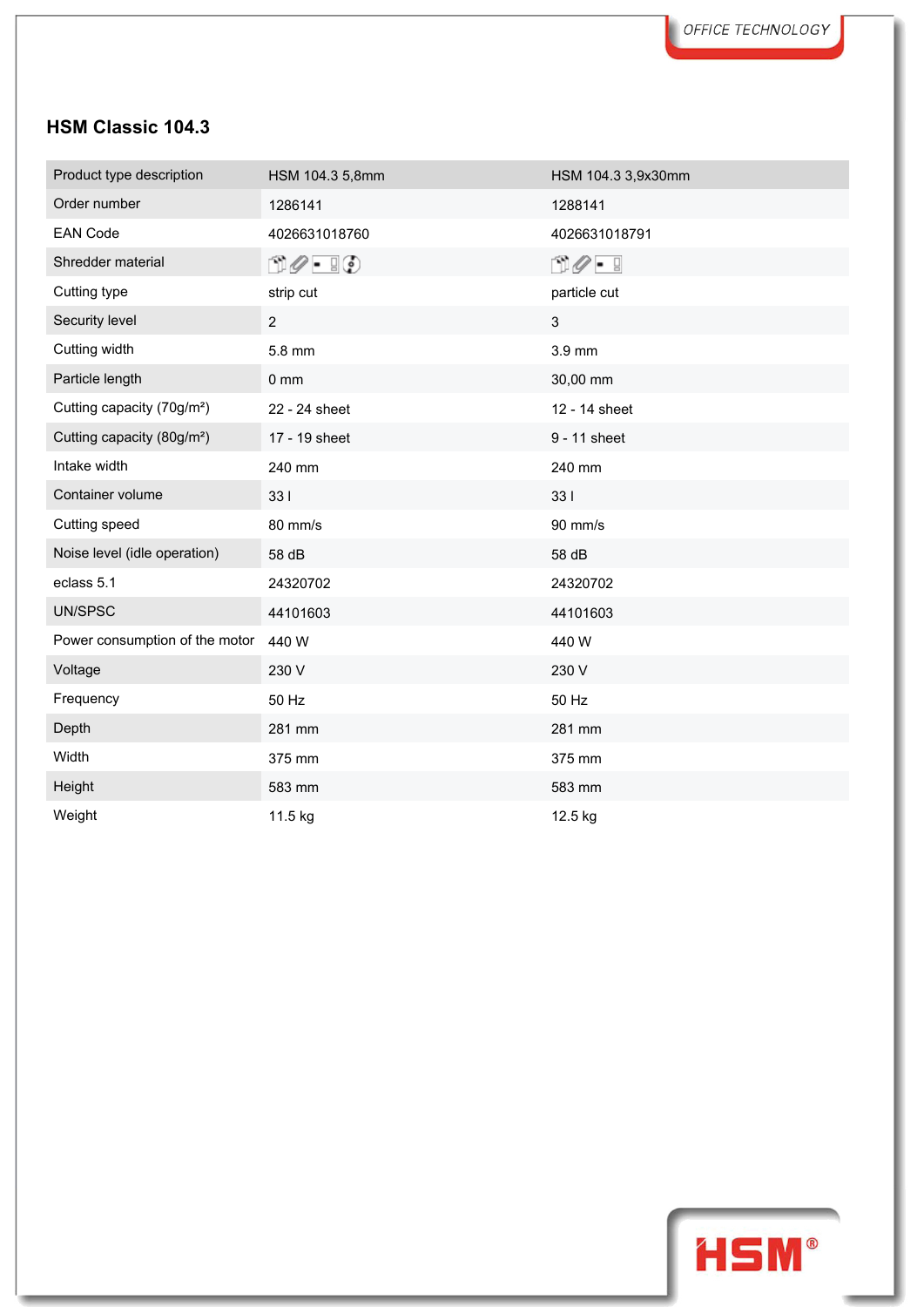## HSM Classic 104.3

| Product type description | HSM 104.3 5,8mm | HSM 104.3 3,9x30mm |
|---|---|---|
| Order number | 1286141 | 1288141 |
| EAN Code | 4026631018760 | 4026631018791 |
| Shredder material | | |
| Cutting type | strip cut | particle cut |
| Security level | 2 | 3 |
| Cutting width | 5.8 mm | 3.9 mm |
| Particle length | 0 mm | 30,00 mm |
| Cutting capacity (70g/m²) | 22 - 24 sheet | 12 - 14 sheet |
| Cutting capacity (80g/m²) | 17 - 19 sheet | 9 - 11 sheet |
| Intake width | 240 mm | 240 mm |
| Container volume | 33 l | 33 l |
| Cutting speed | 80 mm/s | 90 mm/s |
| Noise level (idle operation) | 58 dB | 58 dB |
| eclass 5.1 | 24320702 | 24320702 |
| UN/SPSC | 44101603 | 44101603 |
| Power consumption of the motor | 440 W | 440 W |
| Voltage | 230 V | 230 V |
| Frequency | 50 Hz | 50 Hz |
| Depth | 281 mm | 281 mm |
| Width | 375 mm | 375 mm |
| Height | 583 mm | 583 mm |
| Weight | 11.5 kg | 12.5 kg |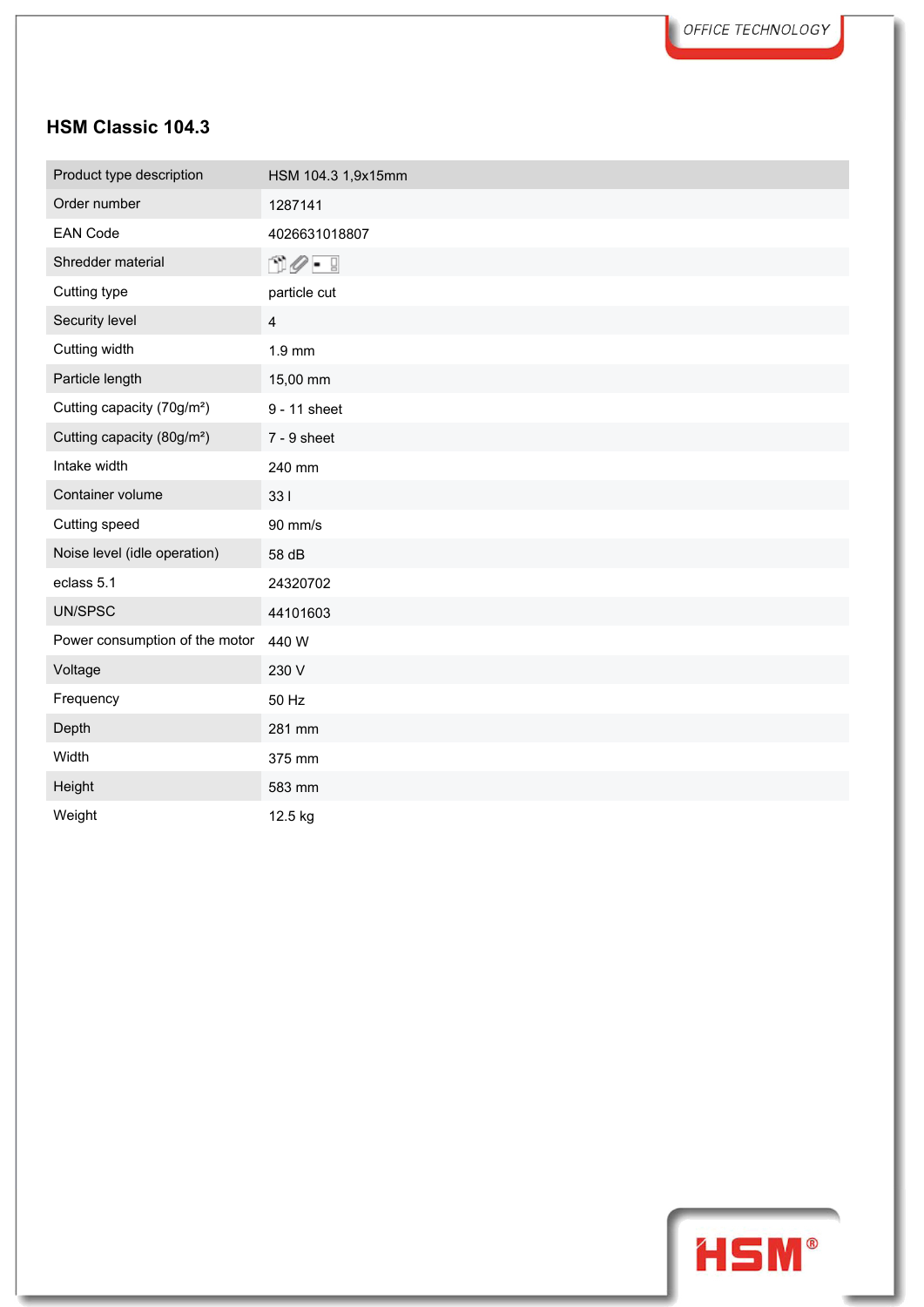## HSM Classic 104.3

| | |
|---|---|
| Product type description | HSM 104.3 1,9x15mm |
| Order number | 1287141 |
| EAN Code | 4026631018807 |
| Shredder material | |
| Cutting type | particle cut |
| Security level | 4 |
| Cutting width | 1.9 mm |
| Particle length | 15,00 mm |
| Cutting capacity (70g/m²) | 9 - 11 sheet |
| Cutting capacity (80g/m²) | 7 - 9 sheet |
| Intake width | 240 mm |
| Container volume | 33 l |
| Cutting speed | 90 mm/s |
| Noise level (idle operation) | 58 dB |
| eclass 5.1 | 24320702 |
| UN/SPSC | 44101603 |
| Power consumption of the motor | 440 W |
| Voltage | 230 V |
| Frequency | 50 Hz |
| Depth | 281 mm |
| Width | 375 mm |
| Height | 583 mm |
| Weight | 12.5 kg |